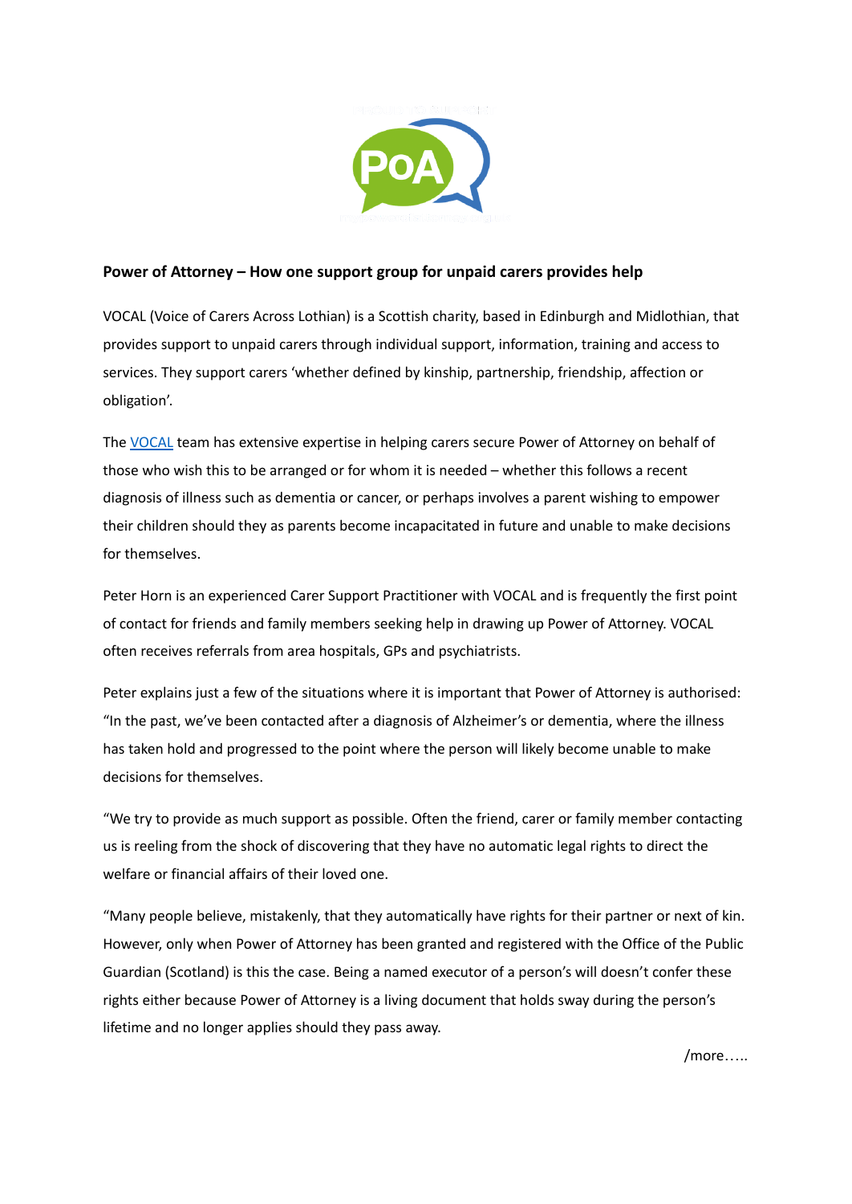**Power of Attorney – How one support group for unpaid carers provides help**

VOCAL (Voice of Carers Across Lothian) is a Scottish charity, based in Edinburgh and Midlothian, that provides support to unpaid carers through individual support, information, training and access to services. They support carers 'whether defined by kinship, partnership, friendship, affection or obligation'.

The VOCAL team has extensive expertise in helping carers secure Power of Attorney on behalf of those who wish this to be arranged or for whom it is needed – whether this follows a recent diagnosis of illness such as dementia or cancer, or perhaps involves a parent wishing to empower their children should they as parents become incapacitated in future and unable to make decisions for themselves.

Peter Horn is an experienced Carer Support Practitioner with VOCAL and is frequently the first point of contact for friends and family members seeking help in drawing up Power of Attorney. VOCAL often receives referrals from area hospitals, GPs and psychiatrists.

Peter explains just a few of the situations where it is important that Power of Attorney is authorised: "In the past, we've been contacted after a diagnosis of Alzheimer's or dementia, where the illness has taken hold and progressed to the point where the person will likely become unable to make decisions for themselves.

"We try to provide as much support as possible. Often the friend, carer or family member contacting us is reeling from the shock of discovering that they have no automatic legal rights to direct the welfare or financial affairs of their loved one.

"Many people believe, mistakenly, that they automatically have rights for their partner or next of kin. However, only when Power of Attorney has been granted and registered with the Office of the Public Guardian (Scotland) is this the case. Being a named executor of a person's will doesn't confer these rights either because Power of Attorney is a living document that holds sway during the person's lifetime and no longer applies should they pass away.

/more…..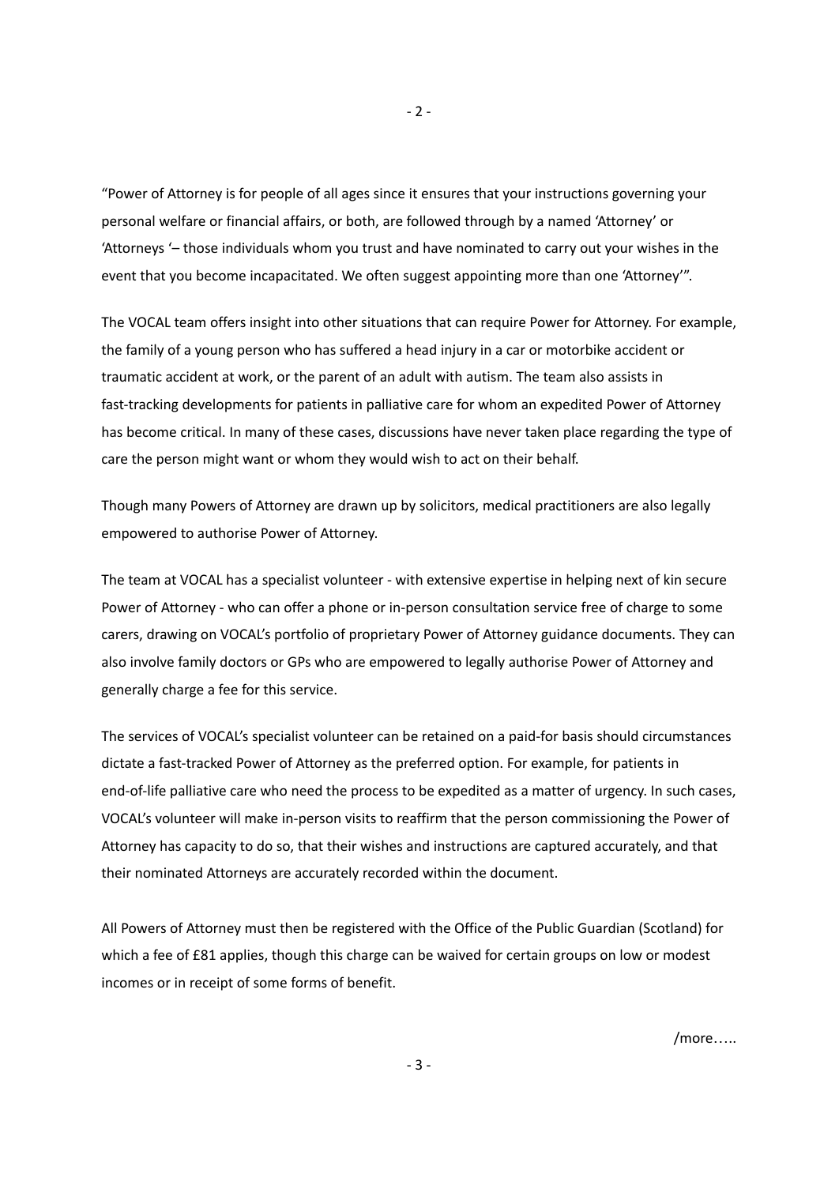"Power of Attorney is for people of all ages since it ensures that your instructions governing your personal welfare or financial affairs, or both, are followed through by a named 'Attorney' or 'Attorneys '– those individuals whom you trust and have nominated to carry out your wishes in the event that you become incapacitated. We often suggest appointing more than one 'Attorney'".

The VOCAL team offers insight into other situations that can require Power for Attorney. For example, the family of a young person who has suffered a head injury in a car or motorbike accident or traumatic accident at work, or the parent of an adult with autism. The team also assists in fast-tracking developments for patients in palliative care for whom an expedited Power of Attorney has become critical. In many of these cases, discussions have never taken place regarding the type of care the person might want or whom they would wish to act on their behalf.

Though many Powers of Attorney are drawn up by solicitors, medical practitioners are also legally empowered to authorise Power of Attorney.

The team at VOCAL has a specialist volunteer - with extensive expertise in helping next of kin secure Power of Attorney - who can offer a phone or in-person consultation service free of charge to some carers, drawing on VOCAL's portfolio of proprietary Power of Attorney guidance documents. They can also involve family doctors or GPs who are empowered to legally authorise Power of Attorney and generally charge a fee for this service.

The services of VOCAL's specialist volunteer can be retained on a paid-for basis should circumstances dictate a fast-tracked Power of Attorney as the preferred option. For example, for patients in end-of-life palliative care who need the process to be expedited as a matter of urgency. In such cases, VOCAL's volunteer will make in-person visits to reaffirm that the person commissioning the Power of Attorney has capacity to do so, that their wishes and instructions are captured accurately, and that their nominated Attorneys are accurately recorded within the document.

All Powers of Attorney must then be registered with the Office of the Public Guardian (Scotland) for which a fee of £81 applies, though this charge can be waived for certain groups on low or modest incomes or in receipt of some forms of benefit.

/more…..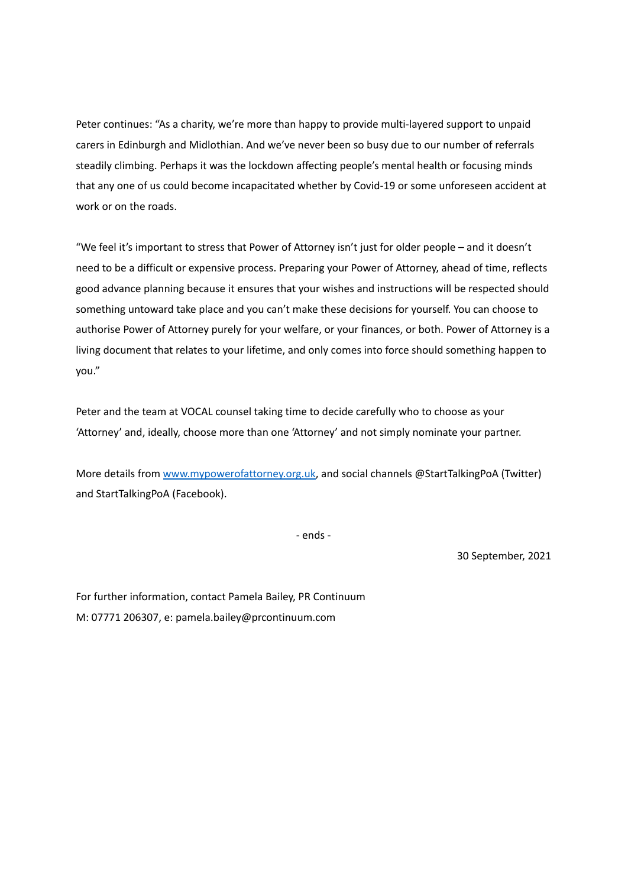Peter continues: "As a charity, we're more than happy to provide multi-layered support to unpaid carers in Edinburgh and Midlothian. And we've never been so busy due to our number of referrals steadily climbing. Perhaps it was the lockdown affecting people's mental health or focusing minds that any one of us could become incapacitated whether by Covid-19 or some unforeseen accident at work or on the roads.

"We feel it's important to stress that Power of Attorney isn't just for older people – and it doesn't need to be a difficult or expensive process. Preparing your Power of Attorney, ahead of time, reflects good advance planning because it ensures that your wishes and instructions will be respected should something untoward take place and you can't make these decisions for yourself. You can choose to authorise Power of Attorney purely for your welfare, or your finances, or both. Power of Attorney is a living document that relates to your lifetime, and only comes into force should something happen to you."

Peter and the team at VOCAL counsel taking time to decide carefully who to choose as your 'Attorney' and, ideally, choose more than one 'Attorney' and not simply nominate your partner.

More details from [www.mypowerofattorney.org.uk](http://www.mypowerofattorney.org.uk), and social channels @StartTalkingPoA (Twitter) and StartTalkingPoA (Facebook).

- ends -

30 September, 2021

For further information, contact Pamela Bailey, PR Continuum
M: 07771 206307, e: pamela.bailey@prcontinuum.com